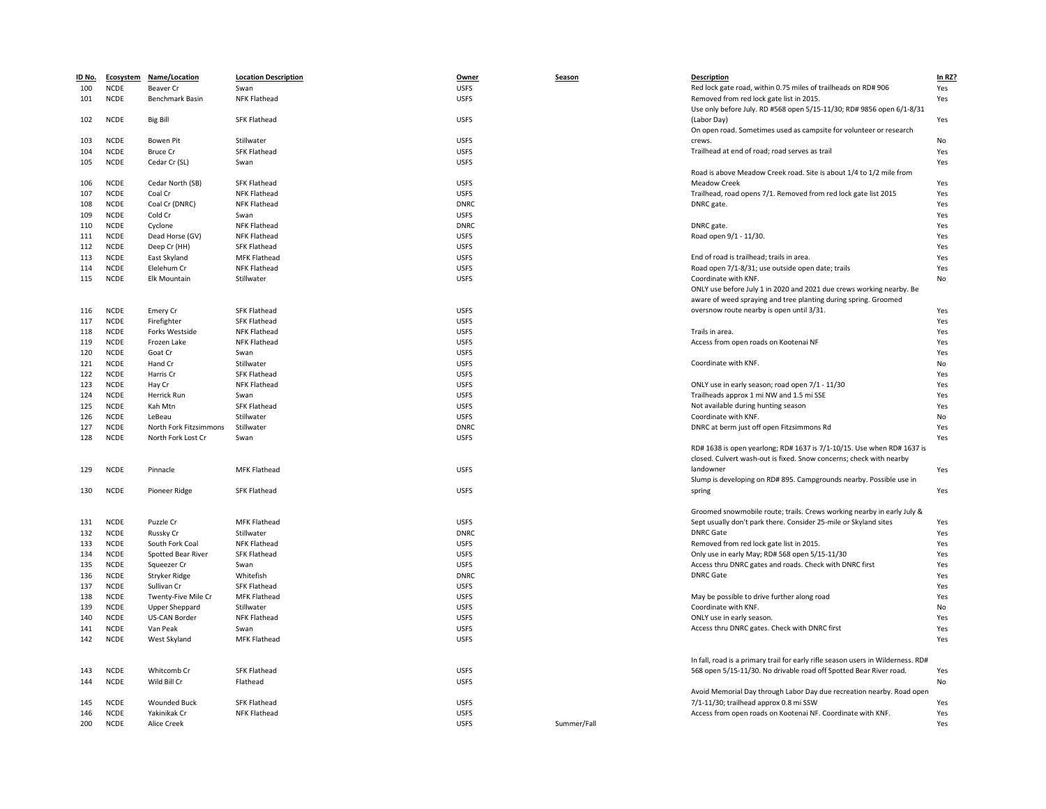| ID No. | Ecosystem | Name/Location | Location Description | Owner | Season | Description | In RZ? |
|---|---|---|---|---|---|---|---|
| 100 | NCDE | Beaver Cr | Swan | USFS | | Red lock gate road, within 0.75 miles of trailheads on RD# 906 | Yes |
| 101 | NCDE | Benchmark Basin | NFK Flathead | USFS | | Removed from red lock gate list in 2015. | Yes |
| 102 | NCDE | Big Bill | SFK Flathead | USFS | | Use only before July. RD #568 open 5/15-11/30; RD# 9856 open 6/1-8/31 (Labor Day) | Yes |
| 103 | NCDE | Bowen Pit | Stillwater | USFS | | On open road. Sometimes used as campsite for volunteer or research crews. | No |
| 104 | NCDE | Bruce Cr | SFK Flathead | USFS | | Trailhead at end of road; road serves as trail | Yes |
| 105 | NCDE | Cedar Cr (SL) | Swan | USFS | | | Yes |
| 106 | NCDE | Cedar North (SB) | SFK Flathead | USFS | | Road is above Meadow Creek road. Site is about 1/4 to 1/2 mile from Meadow Creek | Yes |
| 107 | NCDE | Coal Cr | NFK Flathead | USFS | | Trailhead, road opens 7/1. Removed from red lock gate list 2015 | Yes |
| 108 | NCDE | Coal Cr (DNRC) | NFK Flathead | DNRC | | DNRC gate. | Yes |
| 109 | NCDE | Cold Cr | Swan | USFS | | | Yes |
| 110 | NCDE | Cyclone | NFK Flathead | DNRC | | DNRC gate. | Yes |
| 111 | NCDE | Dead Horse (GV) | NFK Flathead | USFS | | Road open 9/1 - 11/30. | Yes |
| 112 | NCDE | Deep Cr (HH) | SFK Flathead | USFS | | | Yes |
| 113 | NCDE | East Skyland | MFK Flathead | USFS | | End of road is trailhead; trails in area. | Yes |
| 114 | NCDE | Elelehum Cr | NFK Flathead | USFS | | Road open 7/1-8/31; use outside open date; trails | Yes |
| 115 | NCDE | Elk Mountain | Stillwater | USFS | | Coordinate with KNF. | No |
| 116 | NCDE | Emery Cr | SFK Flathead | USFS | | ONLY use before July 1 in 2020 and 2021 due crews working nearby. Be aware of weed spraying and tree planting during spring. Groomed oversnow route nearby is open until 3/31. | Yes |
| 117 | NCDE | Firefighter | SFK Flathead | USFS | | | Yes |
| 118 | NCDE | Forks Westside | NFK Flathead | USFS | | Trails in area. | Yes |
| 119 | NCDE | Frozen Lake | NFK Flathead | USFS | | Access from open roads on Kootenai NF | Yes |
| 120 | NCDE | Goat Cr | Swan | USFS | | | Yes |
| 121 | NCDE | Hand Cr | Stillwater | USFS | | Coordinate with KNF. | No |
| 122 | NCDE | Harris Cr | SFK Flathead | USFS | | | Yes |
| 123 | NCDE | Hay Cr | NFK Flathead | USFS | | ONLY use in early season; road open 7/1 - 11/30 | Yes |
| 124 | NCDE | Herrick Run | Swan | USFS | | Trailheads approx 1 mi NW and 1.5 mi SSE | Yes |
| 125 | NCDE | Kah Mtn | SFK Flathead | USFS | | Not available during hunting season | Yes |
| 126 | NCDE | LeBeau | Stillwater | USFS | | Coordinate with KNF. | No |
| 127 | NCDE | North Fork Fitzsimmons | Stillwater | DNRC | | DNRC at berm just off open Fitzsimmons Rd | Yes |
| 128 | NCDE | North Fork Lost Cr | Swan | USFS | | | Yes |
| 129 | NCDE | Pinnacle | MFK Flathead | USFS | | RD# 1638 is open yearlong; RD# 1637 is 7/1-10/15. Use when RD# 1637 is closed. Culvert wash-out is fixed. Snow concerns; check with nearby landowner | Yes |
| 130 | NCDE | Pioneer Ridge | SFK Flathead | USFS | | Slump is developing on RD# 895. Campgrounds nearby. Possible use in spring | Yes |
| 131 | NCDE | Puzzle Cr | MFK Flathead | USFS | | Groomed snowmobile route; trails. Crews working nearby in early July & Sept usually don't park there. Consider 25-mile or Skyland sites | Yes |
| 132 | NCDE | Russky Cr | Stillwater | DNRC | | DNRC Gate | Yes |
| 133 | NCDE | South Fork Coal | NFK Flathead | USFS | | Removed from red lock gate list in 2015. | Yes |
| 134 | NCDE | Spotted Bear River | SFK Flathead | USFS | | Only use in early May; RD# 568 open 5/15-11/30 | Yes |
| 135 | NCDE | Squeezer Cr | Swan | USFS | | Access thru DNRC gates and roads. Check with DNRC first | Yes |
| 136 | NCDE | Stryker Ridge | Whitefish | DNRC | | DNRC Gate | Yes |
| 137 | NCDE | Sullivan Cr | SFK Flathead | USFS | | | Yes |
| 138 | NCDE | Twenty-Five Mile Cr | MFK Flathead | USFS | | May be possible to drive further along road | Yes |
| 139 | NCDE | Upper Sheppard | Stillwater | USFS | | Coordinate with KNF. | No |
| 140 | NCDE | US-CAN Border | NFK Flathead | USFS | | ONLY use in early season. | Yes |
| 141 | NCDE | Van Peak | Swan | USFS | | Access thru DNRC gates. Check with DNRC first | Yes |
| 142 | NCDE | West Skyland | MFK Flathead | USFS | | | Yes |
| 143 | NCDE | Whitcomb Cr | SFK Flathead | USFS | | In fall, road is a primary trail for early rifle season users in Wilderness. RD# 568 open 5/15-11/30. No drivable road off Spotted Bear River road. | Yes |
| 144 | NCDE | Wild Bill Cr | Flathead | USFS | | | No |
| 145 | NCDE | Wounded Buck | SFK Flathead | USFS | | Avoid Memorial Day through Labor Day due recreation nearby. Road open 7/1-11/30; trailhead approx 0.8 mi SSW | Yes |
| 146 | NCDE | Yakinikak Cr | NFK Flathead | USFS | | Access from open roads on Kootenai NF. Coordinate with KNF. | Yes |
| 200 | NCDE | Alice Creek | | USFS | Summer/Fall | | Yes |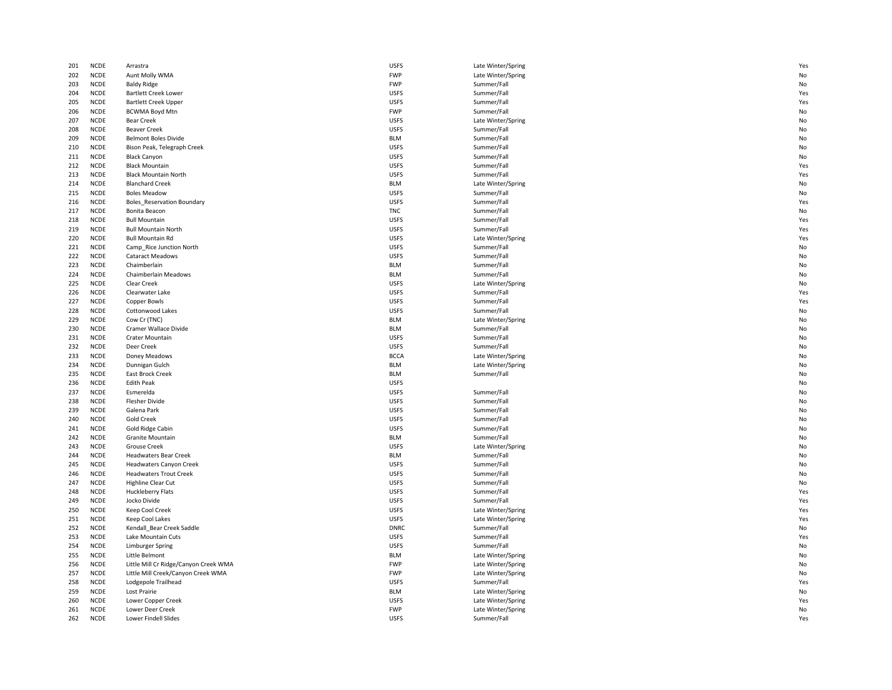| | | | | | |
|---|---|---|---|---|---|
| 201 | NCDE | Arrastra | USFS | Late Winter/Spring | Yes |
| 202 | NCDE | Aunt Molly WMA | FWP | Late Winter/Spring | No |
| 203 | NCDE | Baldy Ridge | FWP | Summer/Fall | No |
| 204 | NCDE | Bartlett Creek Lower | USFS | Summer/Fall | Yes |
| 205 | NCDE | Bartlett Creek Upper | USFS | Summer/Fall | Yes |
| 206 | NCDE | BCWMA Boyd Mtn | FWP | Summer/Fall | No |
| 207 | NCDE | Bear Creek | USFS | Late Winter/Spring | No |
| 208 | NCDE | Beaver Creek | USFS | Summer/Fall | No |
| 209 | NCDE | Belmont Boles Divide | BLM | Summer/Fall | No |
| 210 | NCDE | Bison Peak, Telegraph Creek | USFS | Summer/Fall | No |
| 211 | NCDE | Black Canyon | USFS | Summer/Fall | No |
| 212 | NCDE | Black Mountain | USFS | Summer/Fall | Yes |
| 213 | NCDE | Black Mountain North | USFS | Summer/Fall | Yes |
| 214 | NCDE | Blanchard Creek | BLM | Late Winter/Spring | No |
| 215 | NCDE | Boles Meadow | USFS | Summer/Fall | No |
| 216 | NCDE | Boles_Reservation Boundary | USFS | Summer/Fall | Yes |
| 217 | NCDE | Bonita Beacon | TNC | Summer/Fall | No |
| 218 | NCDE | Bull Mountain | USFS | Summer/Fall | Yes |
| 219 | NCDE | Bull Mountain North | USFS | Summer/Fall | Yes |
| 220 | NCDE | Bull Mountain Rd | USFS | Late Winter/Spring | Yes |
| 221 | NCDE | Camp_Rice Junction North | USFS | Summer/Fall | No |
| 222 | NCDE | Cataract Meadows | USFS | Summer/Fall | No |
| 223 | NCDE | Chaimberlain | BLM | Summer/Fall | No |
| 224 | NCDE | Chaimberlain Meadows | BLM | Summer/Fall | No |
| 225 | NCDE | Clear Creek | USFS | Late Winter/Spring | No |
| 226 | NCDE | Clearwater Lake | USFS | Summer/Fall | Yes |
| 227 | NCDE | Copper Bowls | USFS | Summer/Fall | Yes |
| 228 | NCDE | Cottonwood Lakes | USFS | Summer/Fall | No |
| 229 | NCDE | Cow Cr (TNC) | BLM | Late Winter/Spring | No |
| 230 | NCDE | Cramer Wallace Divide | BLM | Summer/Fall | No |
| 231 | NCDE | Crater Mountain | USFS | Summer/Fall | No |
| 232 | NCDE | Deer Creek | USFS | Summer/Fall | No |
| 233 | NCDE | Doney Meadows | BCCA | Late Winter/Spring | No |
| 234 | NCDE | Dunnigan Gulch | BLM | Late Winter/Spring | No |
| 235 | NCDE | East Brock Creek | BLM | Summer/Fall | No |
| 236 | NCDE | Edith Peak | USFS | | No |
| 237 | NCDE | Esmerelda | USFS | Summer/Fall | No |
| 238 | NCDE | Flesher Divide | USFS | Summer/Fall | No |
| 239 | NCDE | Galena Park | USFS | Summer/Fall | No |
| 240 | NCDE | Gold Creek | USFS | Summer/Fall | No |
| 241 | NCDE | Gold Ridge Cabin | USFS | Summer/Fall | No |
| 242 | NCDE | Granite Mountain | BLM | Summer/Fall | No |
| 243 | NCDE | Grouse Creek | USFS | Late Winter/Spring | No |
| 244 | NCDE | Headwaters Bear Creek | BLM | Summer/Fall | No |
| 245 | NCDE | Headwaters Canyon Creek | USFS | Summer/Fall | No |
| 246 | NCDE | Headwaters Trout Creek | USFS | Summer/Fall | No |
| 247 | NCDE | Highline Clear Cut | USFS | Summer/Fall | No |
| 248 | NCDE | Huckleberry Flats | USFS | Summer/Fall | Yes |
| 249 | NCDE | Jocko Divide | USFS | Summer/Fall | Yes |
| 250 | NCDE | Keep Cool Creek | USFS | Late Winter/Spring | Yes |
| 251 | NCDE | Keep Cool Lakes | USFS | Late Winter/Spring | Yes |
| 252 | NCDE | Kendall_Bear Creek Saddle | DNRC | Summer/Fall | No |
| 253 | NCDE | Lake Mountain Cuts | USFS | Summer/Fall | Yes |
| 254 | NCDE | Limburger Spring | USFS | Summer/Fall | No |
| 255 | NCDE | Little Belmont | BLM | Late Winter/Spring | No |
| 256 | NCDE | Little Mill Cr Ridge/Canyon Creek WMA | FWP | Late Winter/Spring | No |
| 257 | NCDE | Little Mill Creek/Canyon Creek WMA | FWP | Late Winter/Spring | No |
| 258 | NCDE | Lodgepole Trailhead | USFS | Summer/Fall | Yes |
| 259 | NCDE | Lost Prairie | BLM | Late Winter/Spring | No |
| 260 | NCDE | Lower Copper Creek | USFS | Late Winter/Spring | Yes |
| 261 | NCDE | Lower Deer Creek | FWP | Late Winter/Spring | No |
| 262 | NCDE | Lower Findell Slides | USFS | Summer/Fall | Yes |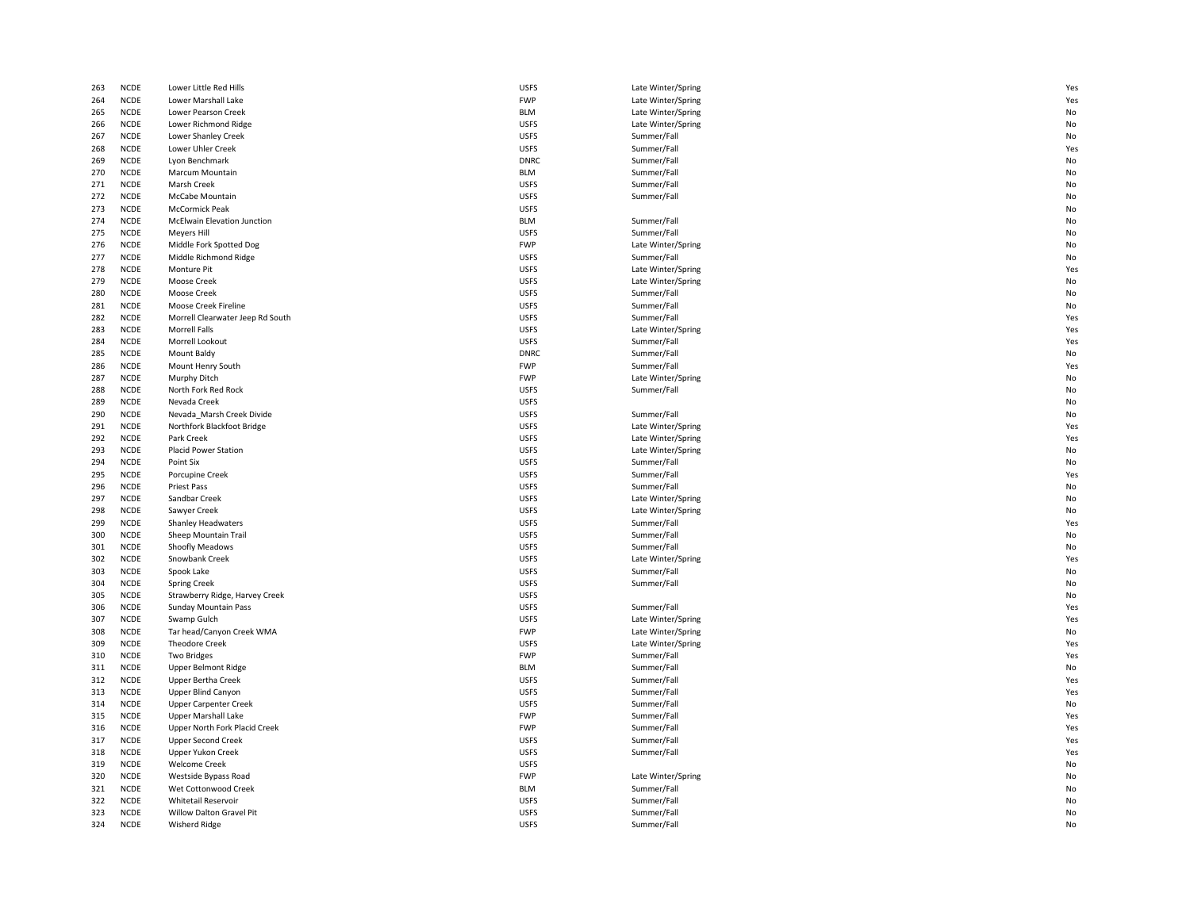| | | | | | |
|---|---|---|---|---|---|
| 263 | NCDE | Lower Little Red Hills | USFS | Late Winter/Spring | Yes |
| 264 | NCDE | Lower Marshall Lake | FWP | Late Winter/Spring | Yes |
| 265 | NCDE | Lower Pearson Creek | BLM | Late Winter/Spring | No |
| 266 | NCDE | Lower Richmond Ridge | USFS | Late Winter/Spring | No |
| 267 | NCDE | Lower Shanley Creek | USFS | Summer/Fall | No |
| 268 | NCDE | Lower Uhler Creek | USFS | Summer/Fall | Yes |
| 269 | NCDE | Lyon Benchmark | DNRC | Summer/Fall | No |
| 270 | NCDE | Marcum Mountain | BLM | Summer/Fall | No |
| 271 | NCDE | Marsh Creek | USFS | Summer/Fall | No |
| 272 | NCDE | McCabe Mountain | USFS | Summer/Fall | No |
| 273 | NCDE | McCormick Peak | USFS | | No |
| 274 | NCDE | McElwain Elevation Junction | BLM | Summer/Fall | No |
| 275 | NCDE | Meyers Hill | USFS | Summer/Fall | No |
| 276 | NCDE | Middle Fork Spotted Dog | FWP | Late Winter/Spring | No |
| 277 | NCDE | Middle Richmond Ridge | USFS | Summer/Fall | No |
| 278 | NCDE | Monture Pit | USFS | Late Winter/Spring | Yes |
| 279 | NCDE | Moose Creek | USFS | Late Winter/Spring | No |
| 280 | NCDE | Moose Creek | USFS | Summer/Fall | No |
| 281 | NCDE | Moose Creek Fireline | USFS | Summer/Fall | No |
| 282 | NCDE | Morrell Clearwater Jeep Rd South | USFS | Summer/Fall | Yes |
| 283 | NCDE | Morrell Falls | USFS | Late Winter/Spring | Yes |
| 284 | NCDE | Morrell Lookout | USFS | Summer/Fall | Yes |
| 285 | NCDE | Mount Baldy | DNRC | Summer/Fall | No |
| 286 | NCDE | Mount Henry South | FWP | Summer/Fall | Yes |
| 287 | NCDE | Murphy Ditch | FWP | Late Winter/Spring | No |
| 288 | NCDE | North Fork Red Rock | USFS | Summer/Fall | No |
| 289 | NCDE | Nevada Creek | USFS | | No |
| 290 | NCDE | Nevada_Marsh Creek Divide | USFS | Summer/Fall | No |
| 291 | NCDE | Northfork Blackfoot Bridge | USFS | Late Winter/Spring | Yes |
| 292 | NCDE | Park Creek | USFS | Late Winter/Spring | Yes |
| 293 | NCDE | Placid Power Station | USFS | Late Winter/Spring | No |
| 294 | NCDE | Point Six | USFS | Summer/Fall | No |
| 295 | NCDE | Porcupine Creek | USFS | Summer/Fall | Yes |
| 296 | NCDE | Priest Pass | USFS | Summer/Fall | No |
| 297 | NCDE | Sandbar Creek | USFS | Late Winter/Spring | No |
| 298 | NCDE | Sawyer Creek | USFS | Late Winter/Spring | No |
| 299 | NCDE | Shanley Headwaters | USFS | Summer/Fall | Yes |
| 300 | NCDE | Sheep Mountain Trail | USFS | Summer/Fall | No |
| 301 | NCDE | Shoofly Meadows | USFS | Summer/Fall | No |
| 302 | NCDE | Snowbank Creek | USFS | Late Winter/Spring | Yes |
| 303 | NCDE | Spook Lake | USFS | Summer/Fall | No |
| 304 | NCDE | Spring Creek | USFS | Summer/Fall | No |
| 305 | NCDE | Strawberry Ridge, Harvey Creek | USFS | | No |
| 306 | NCDE | Sunday Mountain Pass | USFS | Summer/Fall | Yes |
| 307 | NCDE | Swamp Gulch | USFS | Late Winter/Spring | Yes |
| 308 | NCDE | Tar head/Canyon Creek WMA | FWP | Late Winter/Spring | No |
| 309 | NCDE | Theodore Creek | USFS | Late Winter/Spring | Yes |
| 310 | NCDE | Two Bridges | FWP | Summer/Fall | Yes |
| 311 | NCDE | Upper Belmont Ridge | BLM | Summer/Fall | No |
| 312 | NCDE | Upper Bertha Creek | USFS | Summer/Fall | Yes |
| 313 | NCDE | Upper Blind Canyon | USFS | Summer/Fall | Yes |
| 314 | NCDE | Upper Carpenter Creek | USFS | Summer/Fall | No |
| 315 | NCDE | Upper Marshall Lake | FWP | Summer/Fall | Yes |
| 316 | NCDE | Upper North Fork Placid Creek | FWP | Summer/Fall | Yes |
| 317 | NCDE | Upper Second Creek | USFS | Summer/Fall | Yes |
| 318 | NCDE | Upper Yukon Creek | USFS | Summer/Fall | Yes |
| 319 | NCDE | Welcome Creek | USFS | | No |
| 320 | NCDE | Westside Bypass Road | FWP | Late Winter/Spring | No |
| 321 | NCDE | Wet Cottonwood Creek | BLM | Summer/Fall | No |
| 322 | NCDE | Whitetail Reservoir | USFS | Summer/Fall | No |
| 323 | NCDE | Willow Dalton Gravel Pit | USFS | Summer/Fall | No |
| 324 | NCDE | Wisherd Ridge | USFS | Summer/Fall | No |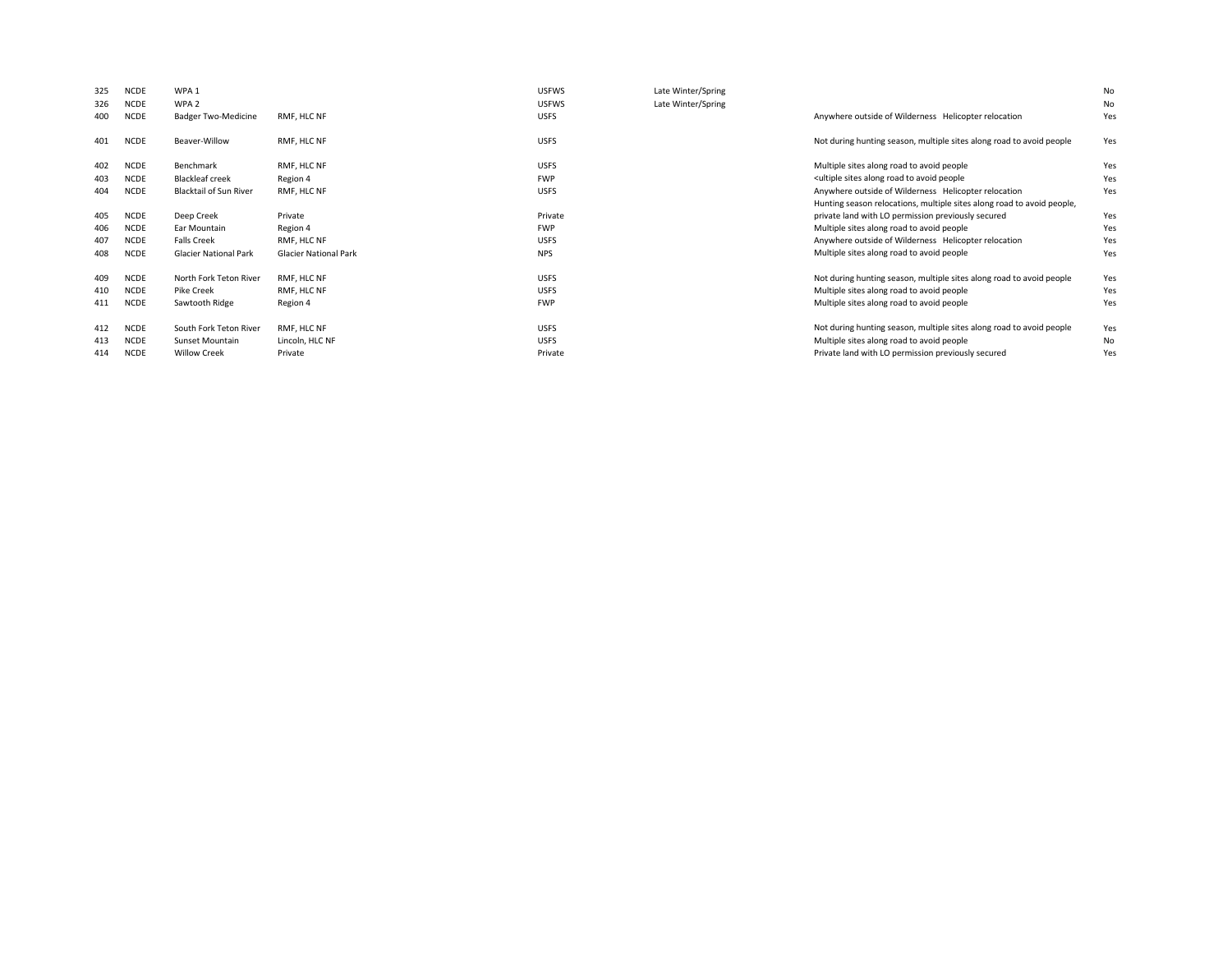| | | | | | | | |
|---|---|---|---|---|---|---|---|
| 325 | NCDE | WPA 1 | | USFWS | Late Winter/Spring | | No |
| 326 | NCDE | WPA 2 | | USFWS | Late Winter/Spring | | No |
| 400 | NCDE | Badger Two-Medicine | RMF, HLC NF | USFS | | Anywhere outside of Wilderness Helicopter relocation | Yes |
| 401 | NCDE | Beaver-Willow | RMF, HLC NF | USFS | | Not during hunting season, multiple sites along road to avoid people | Yes |
| 402 | NCDE | Benchmark | RMF, HLC NF | USFS | | Multiple sites along road to avoid people | Yes |
| 403 | NCDE | Blackleaf creek | Region 4 | FWP | | <ultiple sites along road to avoid people | Yes |
| 404 | NCDE | Blacktail of Sun River | RMF, HLC NF | USFS | | Anywhere outside of Wilderness Helicopter relocation | Yes |
| 405 | NCDE | Deep Creek | Private | Private | | Hunting season relocations, multiple sites along road to avoid people, private land with LO permission previously secured | Yes |
| 406 | NCDE | Ear Mountain | Region 4 | FWP | | Multiple sites along road to avoid people | Yes |
| 407 | NCDE | Falls Creek | RMF, HLC NF | USFS | | Anywhere outside of Wilderness Helicopter relocation | Yes |
| 408 | NCDE | Glacier National Park | Glacier National Park | NPS | | Multiple sites along road to avoid people | Yes |
| 409 | NCDE | North Fork Teton River | RMF, HLC NF | USFS | | Not during hunting season, multiple sites along road to avoid people | Yes |
| 410 | NCDE | Pike Creek | RMF, HLC NF | USFS | | Multiple sites along road to avoid people | Yes |
| 411 | NCDE | Sawtooth Ridge | Region 4 | FWP | | Multiple sites along road to avoid people | Yes |
| 412 | NCDE | South Fork Teton River | RMF, HLC NF | USFS | | Not during hunting season, multiple sites along road to avoid people | Yes |
| 413 | NCDE | Sunset Mountain | Lincoln, HLC NF | USFS | | Multiple sites along road to avoid people | No |
| 414 | NCDE | Willow Creek | Private | Private | | Private land with LO permission previously secured | Yes |